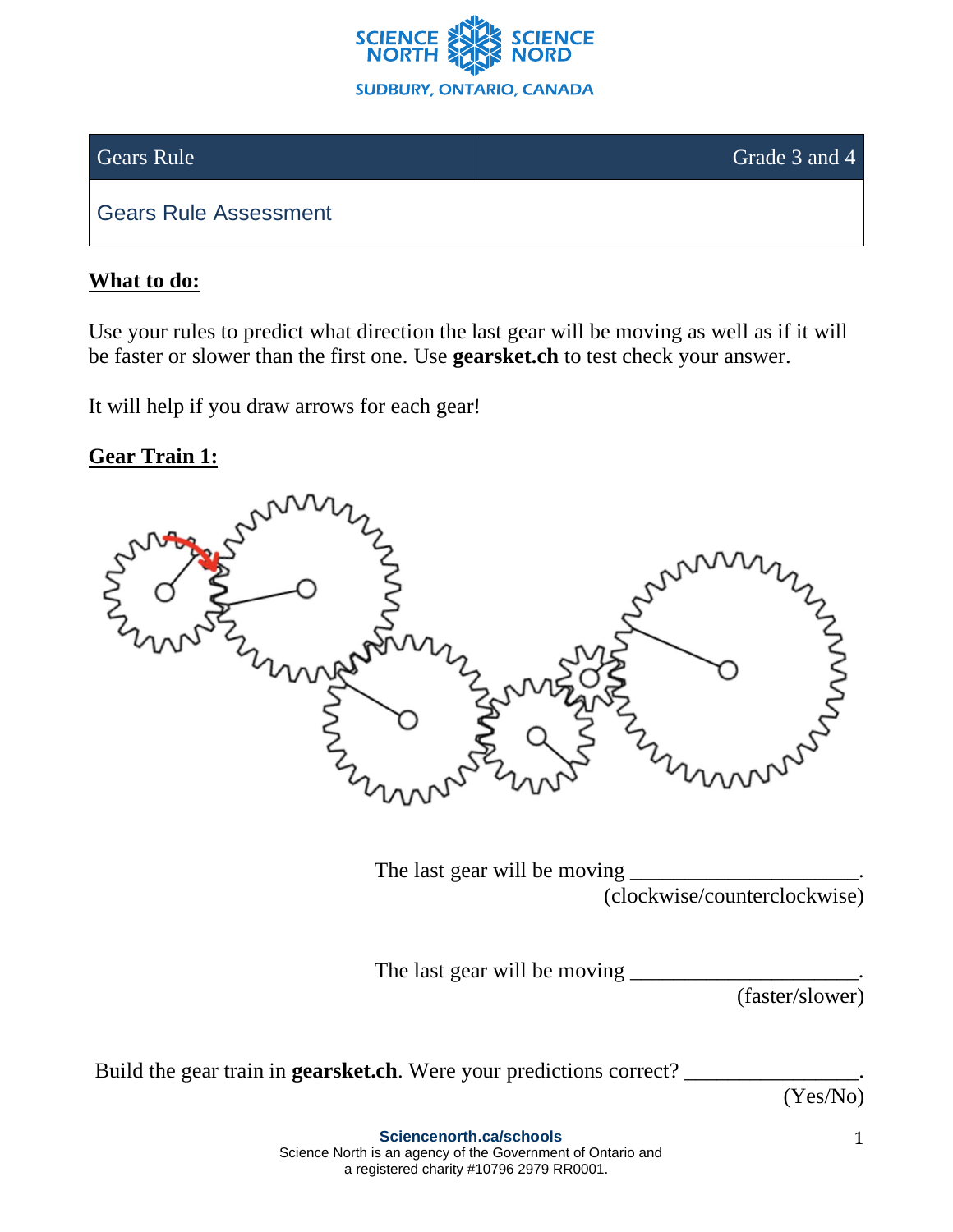| Gears Rule | Grade 3 and 4 |
| --- | --- |
| Gears Rule Assessment | |

**What to do:**

Use your rules to predict what direction the last gear will be moving as well as if it will be faster or slower than the first one. Use **gearsket.ch** to test check your answer.

It will help if you draw arrows for each gear!

**Gear Train 1:**

The last gear will be moving ______________________.
(clockwise/counterclockwise)

The last gear will be moving ______________________.
(faster/slower)

Build the gear train in **gearsket.ch**. Were your predictions correct? _________________.
(Yes/No)

**Sciencenorth.ca/schools**
Science North is an agency of the Government of Ontario and a registered charity #10796 2979 RR0001.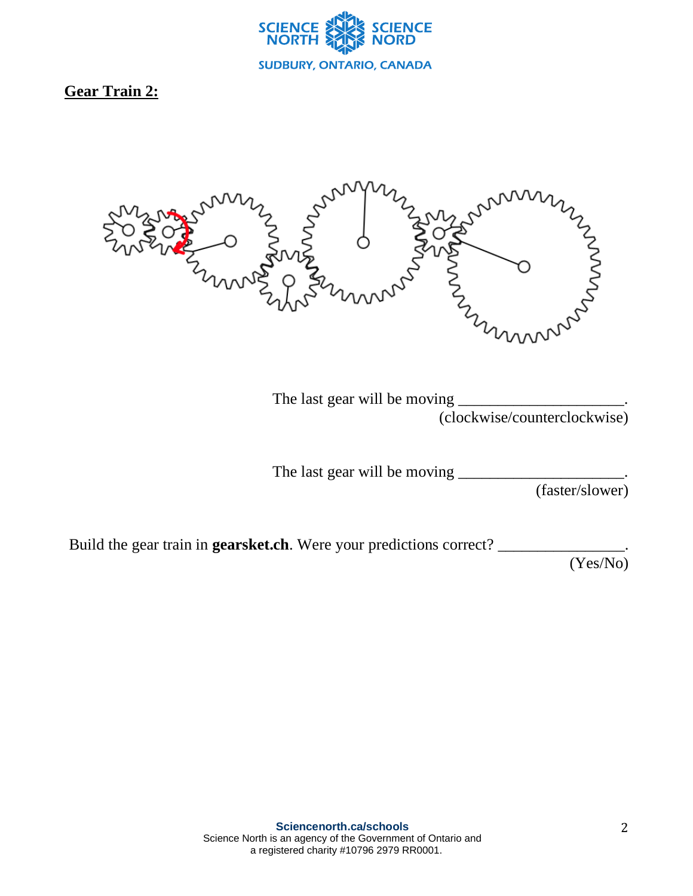**Gear Train 2:**

The last gear will be moving \_\_\_\_\_\_\_\_\_\_\_\_\_\_\_\_\_\_\_\_\_.
(clockwise/counterclockwise)

The last gear will be moving \_\_\_\_\_\_\_\_\_\_\_\_\_\_\_\_\_\_\_\_\_.
(faster/slower)

Build the gear train in **gearsket.ch**. Were your predictions correct? \_\_\_\_\_\_\_\_\_\_\_\_\_\_\_\_.
(Yes/No)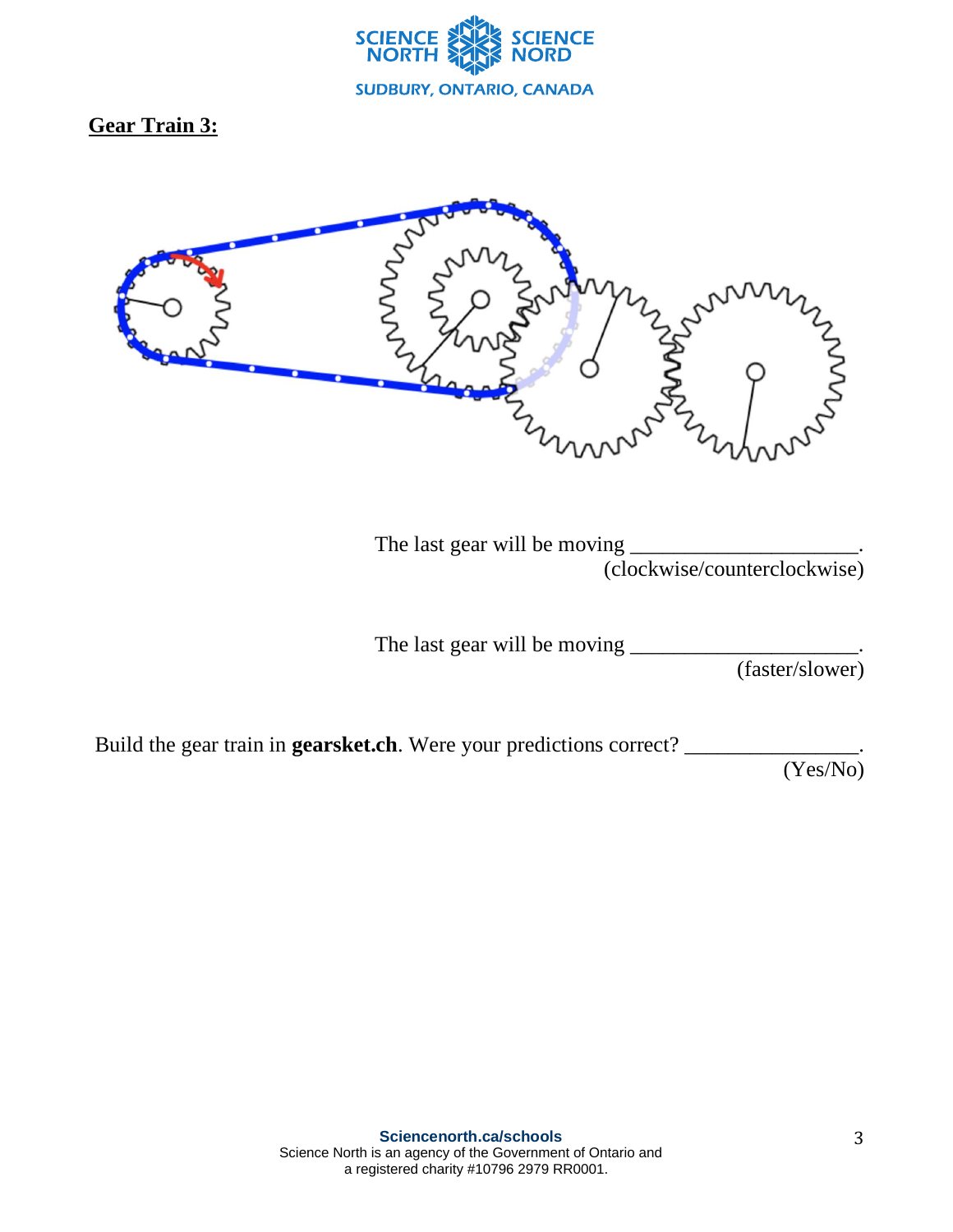**Gear Train 3:**

The last gear will be moving ____________________.
(clockwise/counterclockwise)

The last gear will be moving ____________________.
(faster/slower)

Build the gear train in **gearsket.ch**. Were your predictions correct? ______________.
(Yes/No)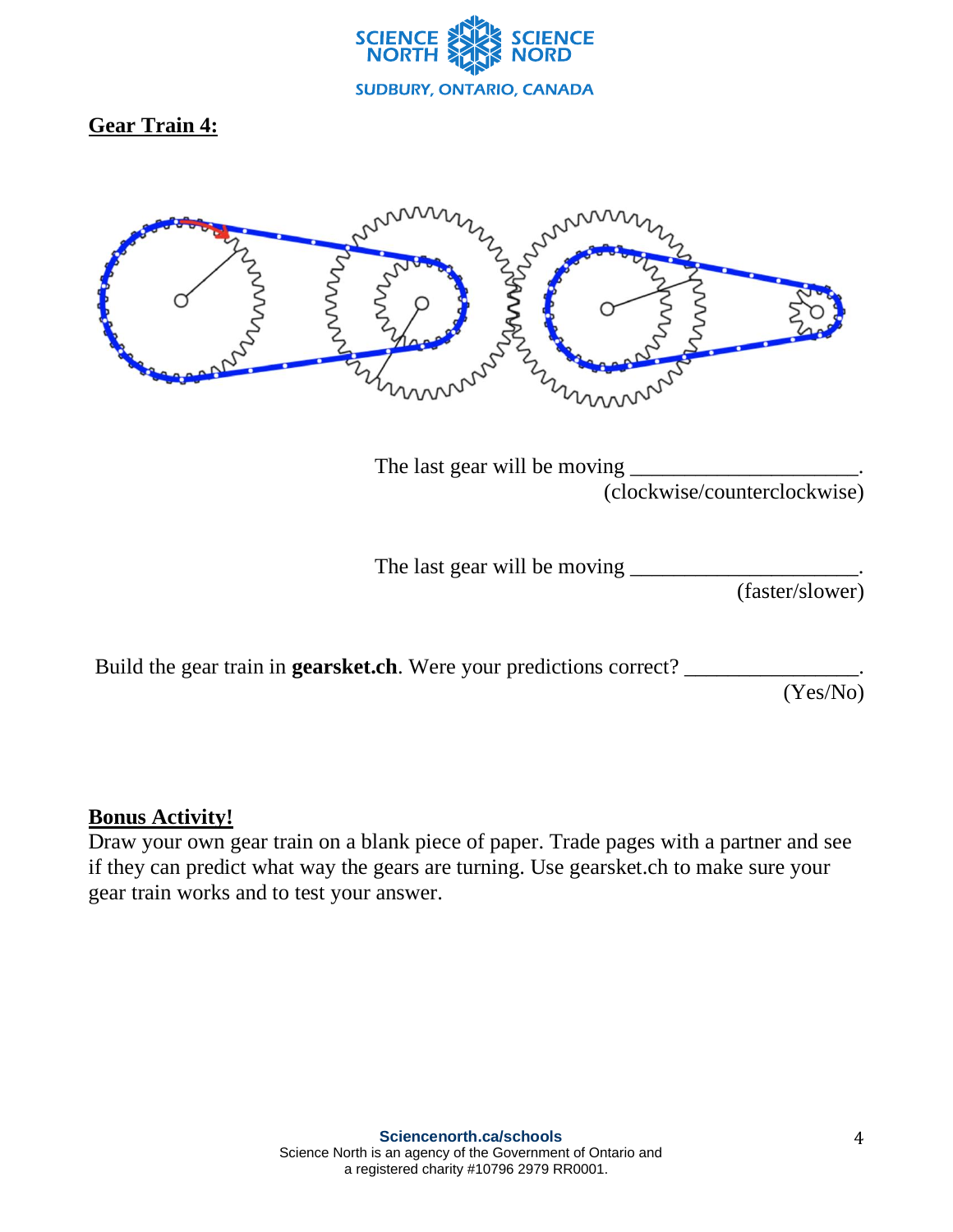## Gear Train 4:

The last gear will be moving _____________________.
(clockwise/counterclockwise)

The last gear will be moving _____________________.
(faster/slower)

Build the gear train in **gearsket.ch**. Were your predictions correct? ________________.
(Yes/No)

## Bonus Activity!

Draw your own gear train on a blank piece of paper. Trade pages with a partner and see if they can predict what way the gears are turning. Use gearsket.ch to make sure your gear train works and to test your answer.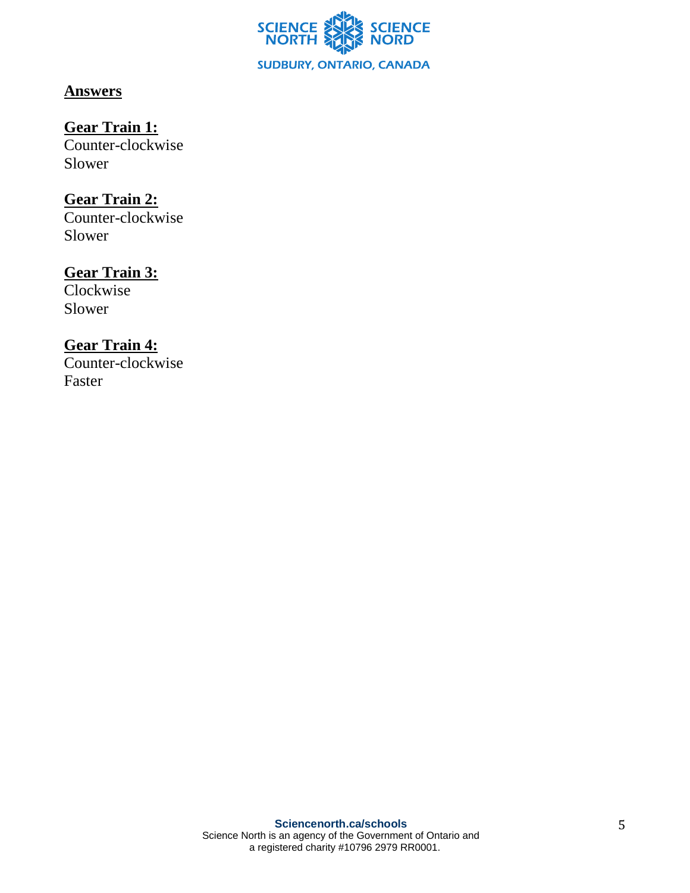## Answers

**Gear Train 1:**
Counter-clockwise
Slower

**Gear Train 2:**
Counter-clockwise
Slower

**Gear Train 3:**
Clockwise
Slower

**Gear Train 4:**
Counter-clockwise
Faster